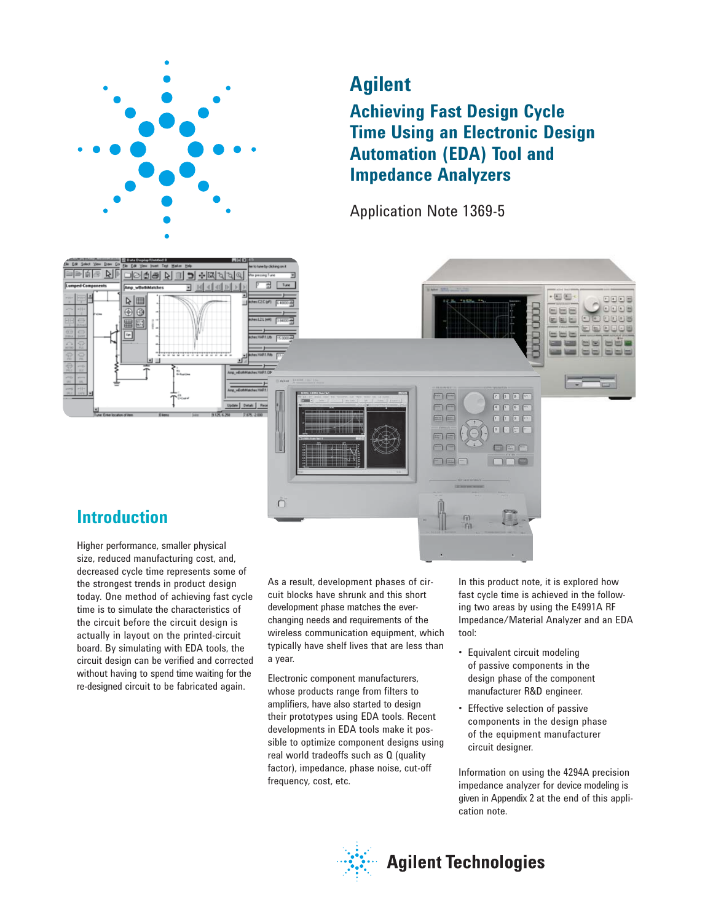# Agilent

## Achieving Fast Design Cycle Time Using an Electronic Design Automation (EDA) Tool and Impedance Analyzers

Application Note 1369-5

## Introduction

Higher performance, smaller physical size, reduced manufacturing cost, and, decreased cycle time represents some of the strongest trends in product design today. One method of achieving fast cycle time is to simulate the characteristics of the circuit before the circuit design is actually in layout on the printed-circuit board. By simulating with EDA tools, the circuit design can be verified and corrected without having to spend time waiting for the re-designed circuit to be fabricated again.

As a result, development phases of circuit blocks have shrunk and this short development phase matches the ever-changing needs and requirements of the wireless communication equipment, which typically have shelf lives that are less than a year.

Electronic component manufacturers, whose products range from filters to amplifiers, have also started to design their prototypes using EDA tools. Recent developments in EDA tools make it possible to optimize component designs using real world tradeoffs such as Q (quality factor), impedance, phase noise, cut-off frequency, cost, etc.

In this product note, it is explored how fast cycle time is achieved in the following two areas by using the E4991A RF Impedance/Material Analyzer and an EDA tool:

- Equivalent circuit modeling of passive components in the design phase of the component manufacturer R&D engineer.
- Effective selection of passive components in the design phase of the equipment manufacturer circuit designer.

Information on using the 4294A precision impedance analyzer for device modeling is given in Appendix 2 at the end of this application note.

Agilent Technologies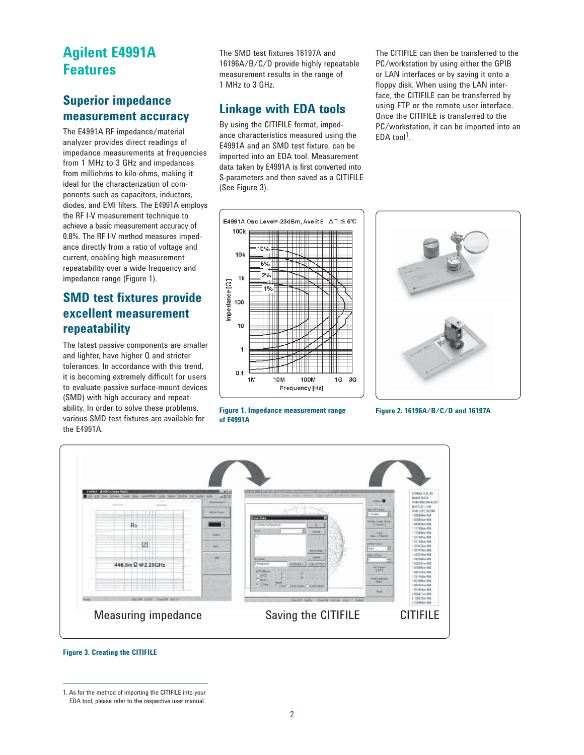# Agilent E4991A Features

## Superior impedance measurement accuracy

The E4991A RF impedance/material analyzer provides direct readings of impedance measurements at frequencies from 1 MHz to 3 GHz and impedances from milliohms to kilo-ohms, making it ideal for the characterization of components such as capacitors, inductors, diodes, and EMI filters. The E4991A employs the RF I-V measurement technique to achieve a basic measurement accuracy of 0.8%. The RF I-V method measures impedance directly from a ratio of voltage and current, enabling high measurement repeatability over a wide frequency and impedance range (Figure 1).

## SMD test fixtures provide excellent measurement repeatability

The latest passive components are smaller and lighter, have higher Q and stricter tolerances. In accordance with this trend, it is becoming extremely difficult for users to evaluate passive surface-mount devices (SMD) with high accuracy and repeatability. In order to solve these problems, various SMD test fixtures are available for the E4991A.

The SMD test fixtures 16197A and 16196A/B/C/D provide highly repeatable measurement results in the range of 1 MHz to 3 GHz.

## Linkage with EDA tools

By using the CITIFILE format, impedance characteristics measured using the E4991A and an SMD test fixture, can be imported into an EDA tool. Measurement data taken by E4991A is first converted into S-parameters and then saved as a CITIFILE (See Figure 3).

The CITIFILE can then be transferred to the PC/workstation by using either the GPIB or LAN interfaces or by saving it onto a floppy disk. When using the LAN interface, the CITIFILE can be transferred by using FTP or the remote user interface. Once the CITIFILE is transferred to the PC/workstation, it can be imported into an EDA tool[1].

Figure 1. Impedance measurement range of E4991A

Figure 2. 16196A/B/C/D and 16197A

Figure 3. Creating the CITIFILE

1. As for the method of importing the CITIFILE into your EDA tool, please refer to the respective user manual.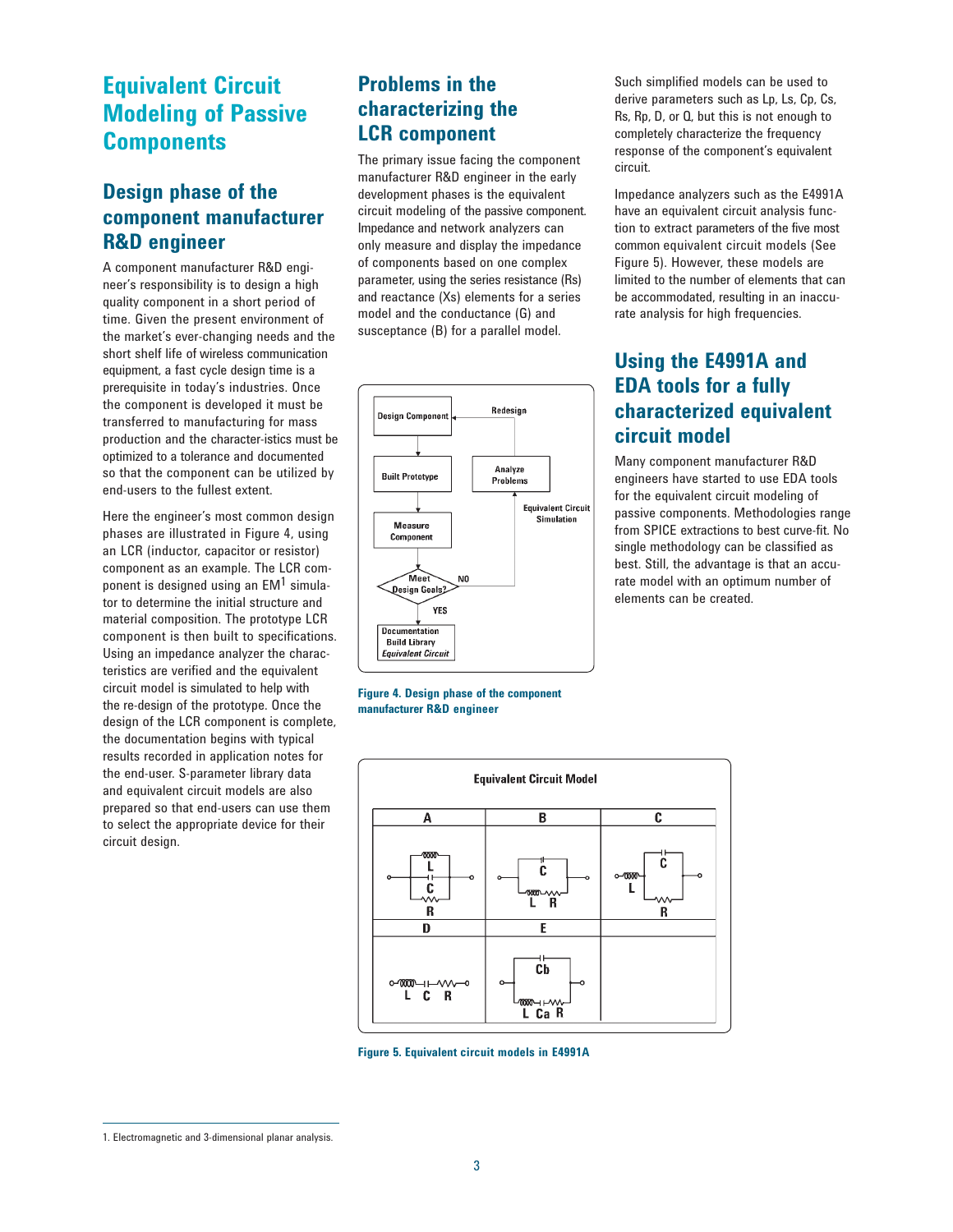# Equivalent Circuit Modeling of Passive Components

## Design phase of the component manufacturer R&D engineer

A component manufacturer R&D engineer's responsibility is to design a high quality component in a short period of time. Given the present environment of the market's ever-changing needs and the short shelf life of wireless communication equipment, a fast cycle design time is a prerequisite in today's industries. Once the component is developed it must be transferred to manufacturing for mass production and the character-istics must be optimized to a tolerance and documented so that the component can be utilized by end-users to the fullest extent.

Here the engineer's most common design phases are illustrated in Figure 4, using an LCR (inductor, capacitor or resistor) component as an example. The LCR component is designed using an EM[1] simulator to determine the initial structure and material composition. The prototype LCR component is then built to specifications. Using an impedance analyzer the characteristics are verified and the equivalent circuit model is simulated to help with the re-design of the prototype. Once the design of the LCR component is complete, the documentation begins with typical results recorded in application notes for the end-user. S-parameter library data and equivalent circuit models are also prepared so that end-users can use them to select the appropriate device for their circuit design.

## Problems in the characterizing the LCR component

The primary issue facing the component manufacturer R&D engineer in the early development phases is the equivalent circuit modeling of the passive component. Impedance and network analyzers can only measure and display the impedance of components based on one complex parameter, using the series resistance (Rs) and reactance (Xs) elements for a series model and the conductance (G) and susceptance (B) for a parallel model.

Figure 4. Design phase of the component manufacturer R&D engineer

Such simplified models can be used to derive parameters such as Lp, Ls, Cp, Cs, Rs, Rp, D, or Q, but this is not enough to completely characterize the frequency response of the component's equivalent circuit.

Impedance analyzers such as the E4991A have an equivalent circuit analysis function to extract parameters of the five most common equivalent circuit models (See Figure 5). However, these models are limited to the number of elements that can be accommodated, resulting in an inaccurate analysis for high frequencies.

Figure 5. Equivalent circuit models in E4991A

## Using the E4991A and EDA tools for a fully characterized equivalent circuit model

Many component manufacturer R&D engineers have started to use EDA tools for the equivalent circuit modeling of passive components. Methodologies range from SPICE extractions to best curve-fit. No single methodology can be classified as best. Still, the advantage is that an accurate model with an optimum number of elements can be created.

1. Electromagnetic and 3-dimensional planar analysis.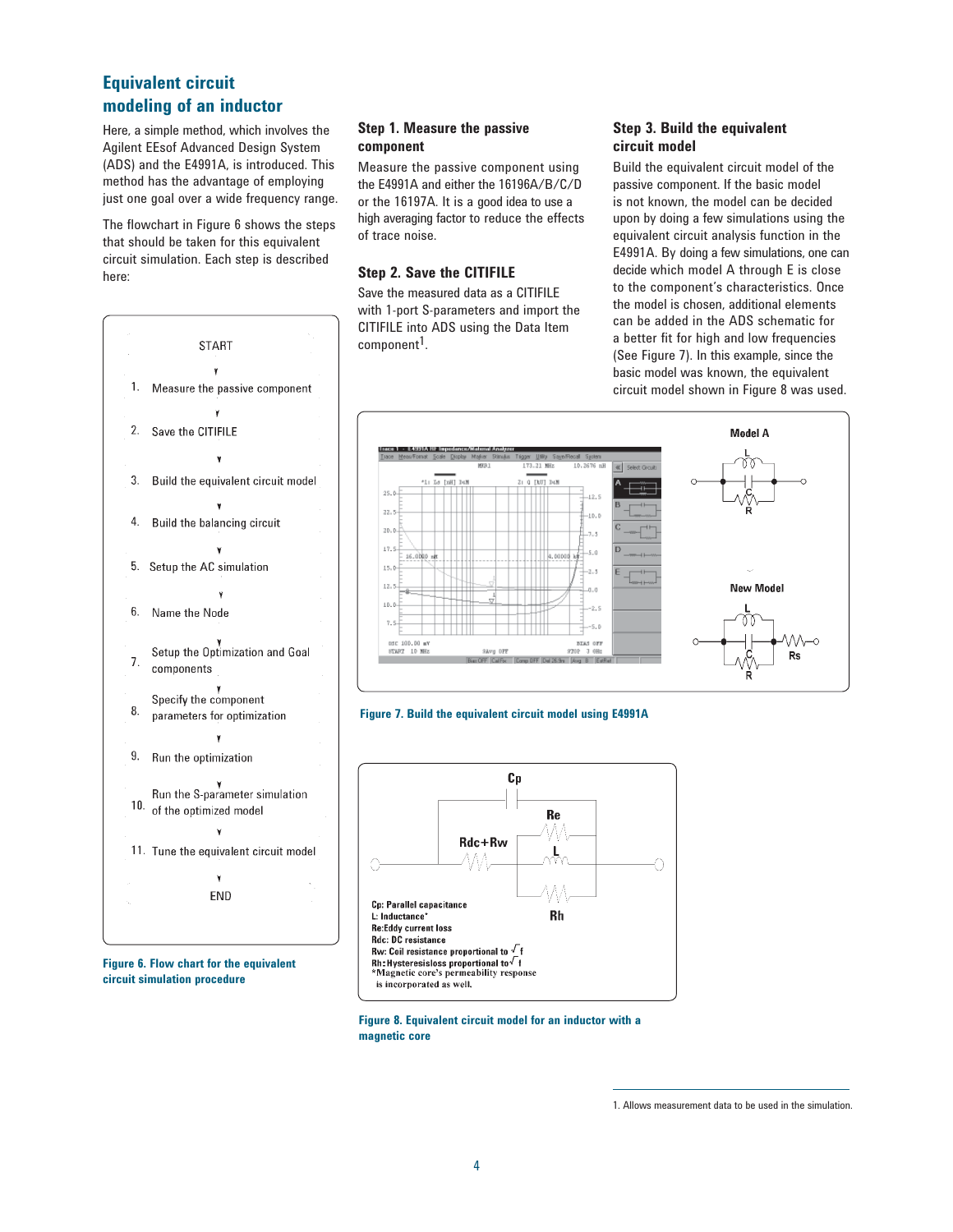## Equivalent circuit modeling of an inductor

Here, a simple method, which involves the Agilent EEsof Advanced Design System (ADS) and the E4991A, is introduced. This method has the advantage of employing just one goal over a wide frequency range.

The flowchart in Figure 6 shows the steps that should be taken for this equivalent circuit simulation. Each step is described here:

START

1. Measure the passive component
2. Save the CITIFILE
3. Build the equivalent circuit model
4. Build the balancing circuit
5. Setup the AC simulation
6. Name the Node
7. Setup the Optimization and Goal components
8. Specify the component parameters for optimization
9. Run the optimization
10. Run the S-parameter simulation of the optimized model
11. Tune the equivalent circuit model

END

Figure 6. Flow chart for the equivalent circuit simulation procedure

### Step 1. Measure the passive component

Measure the passive component using the E4991A and either the 16196A/B/C/D or the 16197A. It is a good idea to use a high averaging factor to reduce the effects of trace noise.

### Step 2. Save the CITIFILE

Save the measured data as a CITIFILE with 1-port S-parameters and import the CITIFILE into ADS using the Data Item component[1].

### Step 3. Build the equivalent circuit model

Build the equivalent circuit model of the passive component. If the basic model is not known, the model can be decided upon by doing a few simulations using the equivalent circuit analysis function in the E4991A. By doing a few simulations, one can decide which model A through E is close to the component's characteristics. Once the model is chosen, additional elements can be added in the ADS schematic for a better fit for high and low frequencies (See Figure 7). In this example, since the basic model was known, the equivalent circuit model shown in Figure 8 was used.

Model A

New Model

Figure 7. Build the equivalent circuit model using E4991A

Cp: Parallel capacitance
L: Inductance*
Re: Eddy current loss
Rdc: DC resistance
Rw: Coil resistance proportional to $\sqrt{f}$
Rh: Hysteresisloss proportional to $\sqrt{f}$
*Magnetic core's permeability response is incorporated as well.

Figure 8. Equivalent circuit model for an inductor with a magnetic core

1. Allows measurement data to be used in the simulation.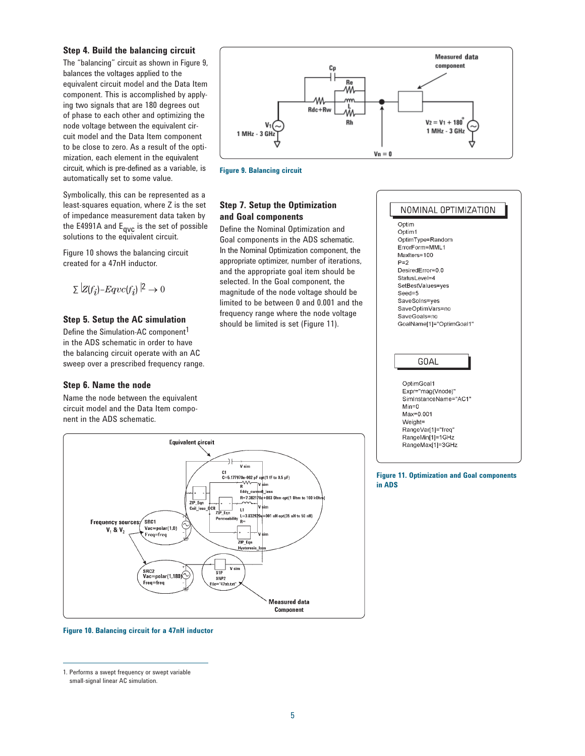### Step 4. Build the balancing circuit

The "balancing" circuit as shown in Figure 9, balances the voltages applied to the equivalent circuit model and the Data Item component. This is accomplished by applying two signals that are 180 degrees out of phase to each other and optimizing the node voltage between the equivalent circuit model and the Data Item component to be close to zero. As a result of the optimization, each element in the equivalent circuit, which is pre-defined as a variable, is automatically set to some value.

Symbolically, this can be represented as a least-squares equation, where Z is the set of impedance measurement data taken by the E4991A and $E_{qvc}$ is the set of possible solutions to the equivalent circuit.

Figure 10 shows the balancing circuit created for a 47nH inductor.

$$\sum \left|Z(f_i) - Eqvc(f_i)\right|^2 \rightarrow 0$$

Figure 9. Balancing circuit

### Step 5. Setup the AC simulation

Define the Simulation-AC component[1] in the ADS schematic in order to have the balancing circuit operate with an AC sweep over a prescribed frequency range.

### Step 6. Name the node

Name the node between the equivalent circuit model and the Data Item component in the ADS schematic.

### Step 7. Setup the Optimization and Goal components

Define the Nominal Optimization and Goal components in the ADS schematic. In the Nominal Optimization component, the appropriate optimizer, number of iterations, and the appropriate goal item should be selected. In the Goal component, the magnitude of the node voltage should be limited to be between 0 and 0.001 and the frequency range where the node voltage should be limited is set (Figure 11).

```
NOMINAL OPTIMIZATION

Optim
Optim1
OptimType=Random
ErrorForm=MML1
MaxIters=100
P=2
DesiredError=0.0
StatusLevel=4
SetBestValues=yes
Seed=5
SaveSolns=yes
SaveOptimVars=no
SaveGoals=no
GoalName[1]="OptimGoal1"

GOAL

OptimGoal1
Expr="mag(Vnode)"
SimInstanceName="AC1"
Min=0
Max=0.001
Weight=
RangeVar[1]="freq"
RangeMin[1]=1GHz
RangeMax[1]=3GHz
```

Figure 11. Optimization and Goal components in ADS

Figure 10. Balancing circuit for a 47nH inductor

1. Performs a swept frequency or swept variable small-signal linear AC simulation.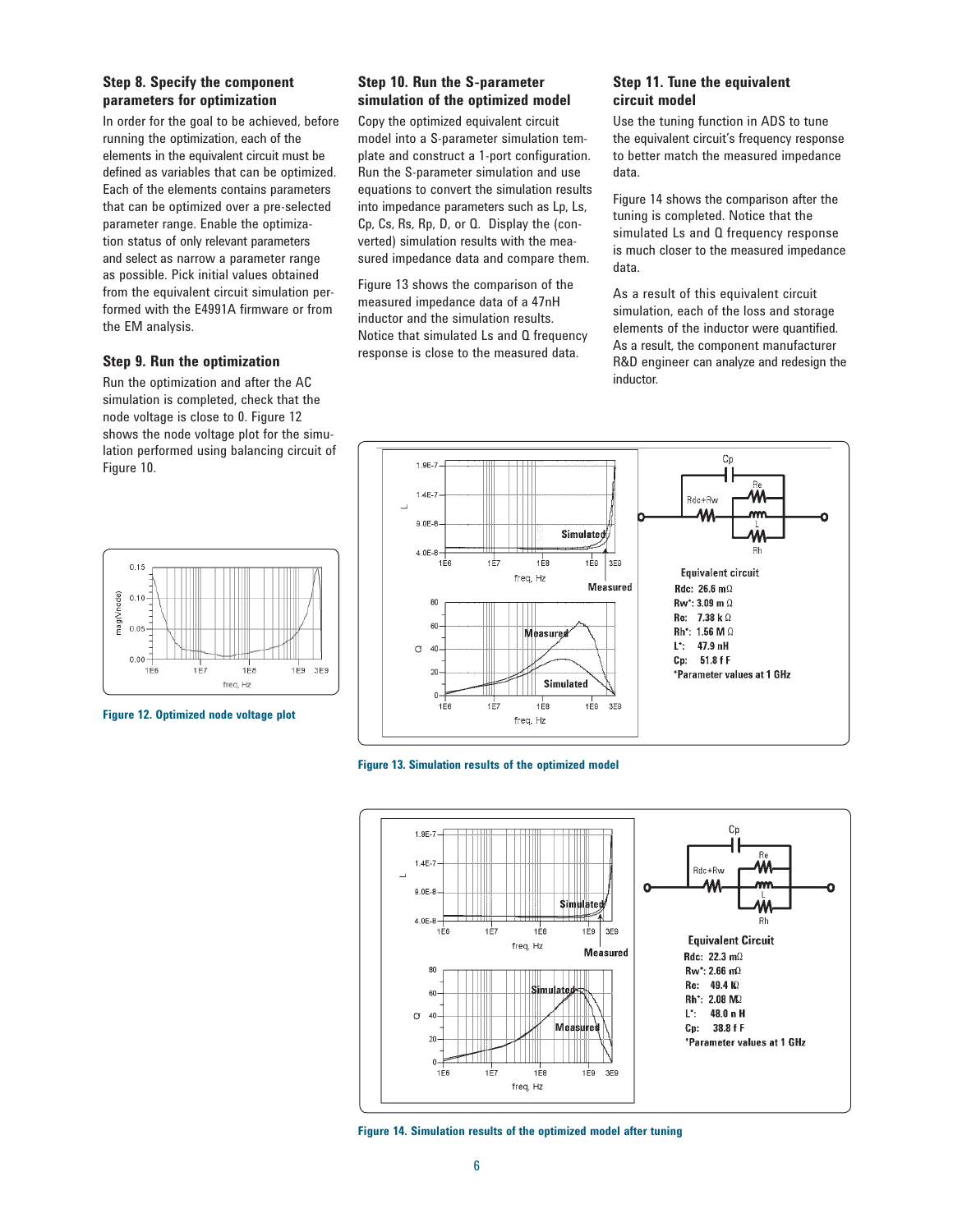### Step 8. Specify the component parameters for optimization

In order for the goal to be achieved, before running the optimization, each of the elements in the equivalent circuit must be defined as variables that can be optimized. Each of the elements contains parameters that can be optimized over a pre-selected parameter range. Enable the optimization status of only relevant parameters and select as narrow a parameter range as possible. Pick initial values obtained from the equivalent circuit simulation performed with the E4991A firmware or from the EM analysis.

### Step 9. Run the optimization

Run the optimization and after the AC simulation is completed, check that the node voltage is close to 0. Figure 12 shows the node voltage plot for the simulation performed using balancing circuit of Figure 10.

Figure 12. Optimized node voltage plot

### Step 10. Run the S-parameter simulation of the optimized model

Copy the optimized equivalent circuit model into a S-parameter simulation template and construct a 1-port configuration. Run the S-parameter simulation and use equations to convert the simulation results into impedance parameters such as Lp, Ls, Cp, Cs, Rs, Rp, D, or Q. Display the (converted) simulation results with the measured impedance data and compare them.

Figure 13 shows the comparison of the measured impedance data of a 47nH inductor and the simulation results. Notice that simulated Ls and Q frequency response is close to the measured data.

### Step 11. Tune the equivalent circuit model

Use the tuning function in ADS to tune the equivalent circuit's frequency response to better match the measured impedance data.

Figure 14 shows the comparison after the tuning is completed. Notice that the simulated Ls and Q frequency response is much closer to the measured impedance data.

As a result of this equivalent circuit simulation, each of the loss and storage elements of the inductor were quantified. As a result, the component manufacturer R&D engineer can analyze and redesign the inductor.

Equivalent circuit
Rdc: 26.6 mΩ
Rw*: 3.09 m Ω
Re: 7.38 k Ω
Rh*: 1.56 M Ω
L*: 47.9 nH
Cp: 51.8 f F
*Parameter values at 1 GHz

Figure 13. Simulation results of the optimized model

Equivalent Circuit
Rdc: 22.3 mΩ
Rw*: 2.66 mΩ
Re: 49.4 kΩ
Rh*: 2.08 MΩ
L*: 48.0 n H
Cp: 38.8 f F
*Parameter values at 1 GHz

Figure 14. Simulation results of the optimized model after tuning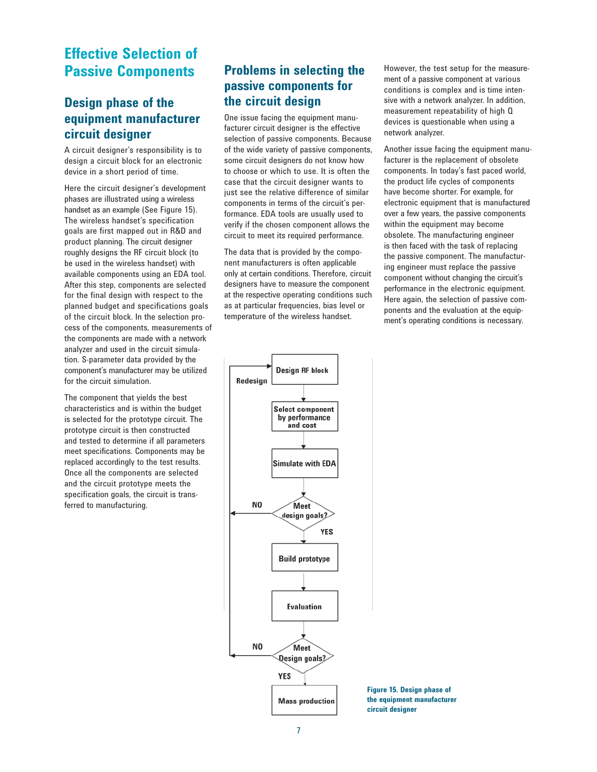# Effective Selection of Passive Components

## Design phase of the equipment manufacturer circuit designer

A circuit designer's responsibility is to design a circuit block for an electronic device in a short period of time.

Here the circuit designer's development phases are illustrated using a wireless handset as an example (See Figure 15). The wireless handset's specification goals are first mapped out in R&D and product planning. The circuit designer roughly designs the RF circuit block (to be used in the wireless handset) with available components using an EDA tool. After this step, components are selected for the final design with respect to the planned budget and specifications goals of the circuit block. In the selection process of the components, measurements of the components are made with a network analyzer and used in the circuit simulation. S-parameter data provided by the component's manufacturer may be utilized for the circuit simulation.

The component that yields the best characteristics and is within the budget is selected for the prototype circuit. The prototype circuit is then constructed and tested to determine if all parameters meet specifications. Components may be replaced accordingly to the test results. Once all the components are selected and the circuit prototype meets the specification goals, the circuit is transferred to manufacturing.

## Problems in selecting the passive components for the circuit design

One issue facing the equipment manufacturer circuit designer is the effective selection of passive components. Because of the wide variety of passive components, some circuit designers do not know how to choose or which to use. It is often the case that the circuit designer wants to just see the relative difference of similar components in terms of the circuit's performance. EDA tools are usually used to verify if the chosen component allows the circuit to meet its required performance.

The data that is provided by the component manufacturers is often applicable only at certain conditions. Therefore, circuit designers have to measure the component at the respective operating conditions such as at particular frequencies, bias level or temperature of the wireless handset.

However, the test setup for the measurement of a passive component at various conditions is complex and is time intensive with a network analyzer. In addition, measurement repeatability of high Q devices is questionable when using a network analyzer.

Another issue facing the equipment manufacturer is the replacement of obsolete components. In today's fast paced world, the product life cycles of components have become shorter. For example, for electronic equipment that is manufactured over a few years, the passive components within the equipment may become obsolete. The manufacturing engineer is then faced with the task of replacing the passive component. The manufacturing engineer must replace the passive component without changing the circuit's performance in the electronic equipment. Here again, the selection of passive components and the evaluation at the equipment's operating conditions is necessary.

Design RF block → Select component by performance and cost → Simulate with EDA → Meet design goals? (NO → Redesign; YES →) Build prototype → Evaluation → Meet Design goals? (NO → Redesign; YES →) Mass production

Figure 15. Design phase of the equipment manufacturer circuit designer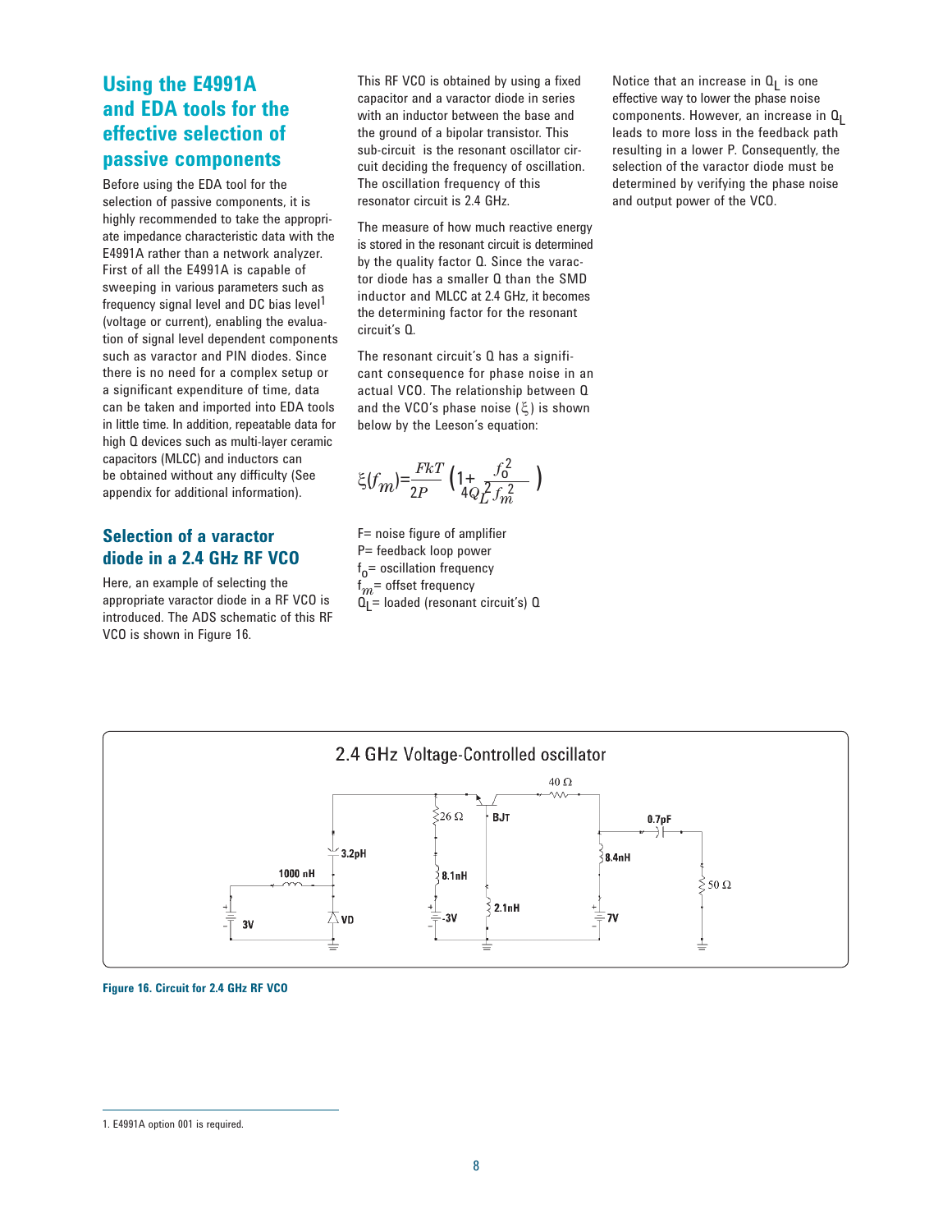## Using the E4991A and EDA tools for the effective selection of passive components

Before using the EDA tool for the selection of passive components, it is highly recommended to take the appropriate impedance characteristic data with the E4991A rather than a network analyzer. First of all the E4991A is capable of sweeping in various parameters such as frequency signal level and DC bias level[1] (voltage or current), enabling the evaluation of signal level dependent components such as varactor and PIN diodes. Since there is no need for a complex setup or a significant expenditure of time, data can be taken and imported into EDA tools in little time. In addition, repeatable data for high Q devices such as multi-layer ceramic capacitors (MLCC) and inductors can be obtained without any difficulty (See appendix for additional information).

### Selection of a varactor diode in a 2.4 GHz RF VCO

Here, an example of selecting the appropriate varactor diode in a RF VCO is introduced. The ADS schematic of this RF VCO is shown in Figure 16.

This RF VCO is obtained by using a fixed capacitor and a varactor diode in series with an inductor between the base and the ground of a bipolar transistor. This sub-circuit is the resonant oscillator circuit deciding the frequency of oscillation. The oscillation frequency of this resonator circuit is 2.4 GHz.

The measure of how much reactive energy is stored in the resonant circuit is determined by the quality factor Q. Since the varactor diode has a smaller Q than the SMD inductor and MLCC at 2.4 GHz, it becomes the determining factor for the resonant circuit's Q.

The resonant circuit's Q has a significant consequence for phase noise in an actual VCO. The relationship between Q and the VCO's phase noise ($\xi$) is shown below by the Leeson's equation:

$$\xi(f_m)=\frac{FkT}{2P}\left(1+\frac{f_0^2}{4Q_L^2 f_m^2}\right)$$

F= noise figure of amplifier
P= feedback loop power
$f_0$= oscillation frequency
$f_m$= offset frequency
$Q_L$= loaded (resonant circuit's) Q

Notice that an increase in $Q_L$ is one effective way to lower the phase noise components. However, an increase in $Q_L$ leads to more loss in the feedback path resulting in a lower P. Consequently, the selection of the varactor diode must be determined by verifying the phase noise and output power of the VCO.

2.4 GHz Voltage-Controlled oscillator

**Figure 16. Circuit for 2.4 GHz RF VCO**

1. E4991A option 001 is required.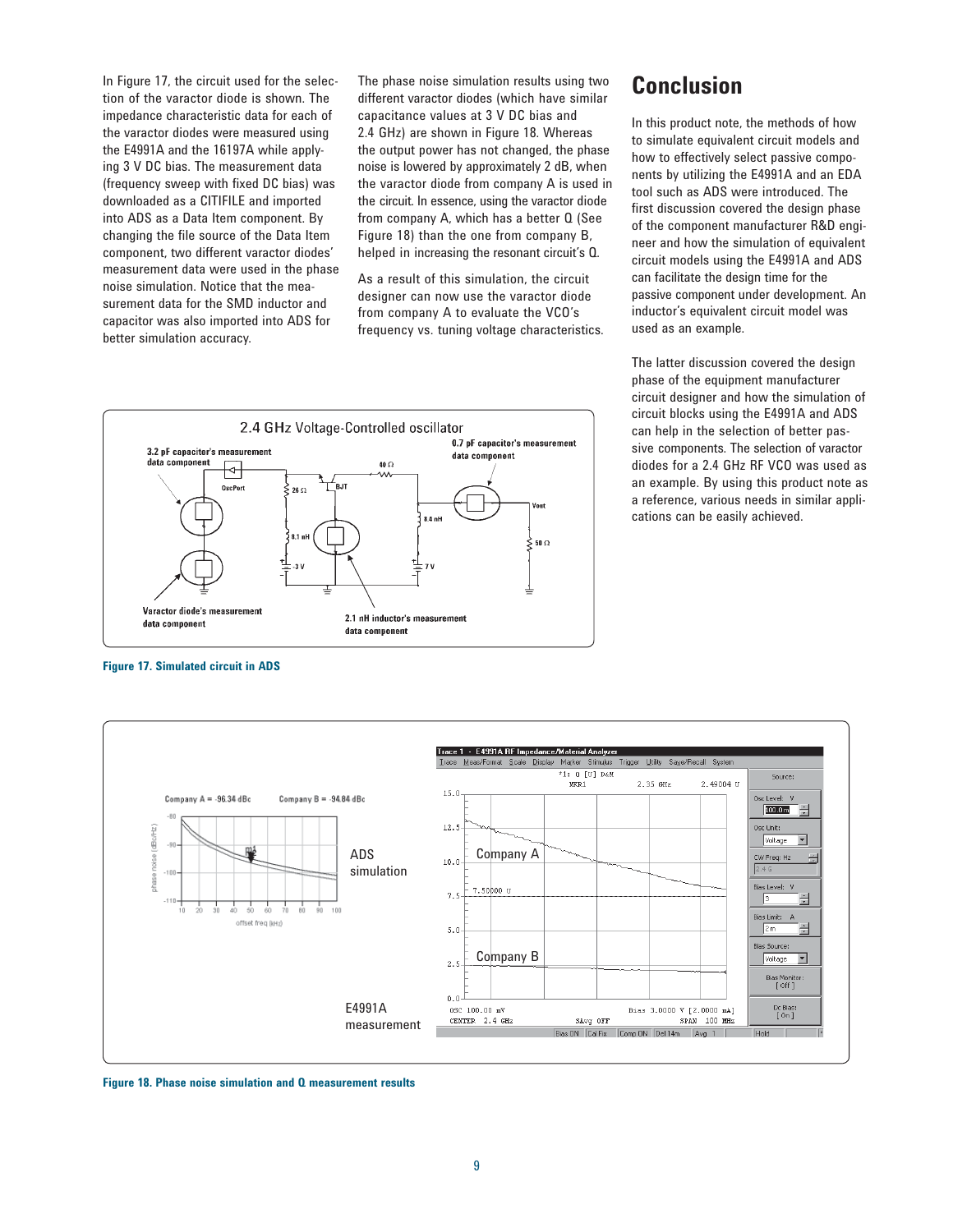In Figure 17, the circuit used for the selection of the varactor diode is shown. The impedance characteristic data for each of the varactor diodes were measured using the E4991A and the 16197A while applying 3 V DC bias. The measurement data (frequency sweep with fixed DC bias) was downloaded as a CITIFILE and imported into ADS as a Data Item component. By changing the file source of the Data Item component, two different varactor diodes' measurement data were used in the phase noise simulation. Notice that the measurement data for the SMD inductor and capacitor was also imported into ADS for better simulation accuracy.

The phase noise simulation results using two different varactor diodes (which have similar capacitance values at 3 V DC bias and 2.4 GHz) are shown in Figure 18. Whereas the output power has not changed, the phase noise is lowered by approximately 2 dB, when the varactor diode from company A is used in the circuit. In essence, using the varactor diode from company A, which has a better Q (See Figure 18) than the one from company B, helped in increasing the resonant circuit's Q.

As a result of this simulation, the circuit designer can now use the varactor diode from company A to evaluate the VCO's frequency vs. tuning voltage characteristics.

**Figure 17. Simulated circuit in ADS**

**Figure 18. Phase noise simulation and Q measurement results**

# Conclusion

In this product note, the methods of how to simulate equivalent circuit models and how to effectively select passive components by utilizing the E4991A and an EDA tool such as ADS were introduced. The first discussion covered the design phase of the component manufacturer R&D engineer and how the simulation of equivalent circuit models using the E4991A and ADS can facilitate the design time for the passive component under development. An inductor's equivalent circuit model was used as an example.

The latter discussion covered the design phase of the equipment manufacturer circuit designer and how the simulation of circuit blocks using the E4991A and ADS can help in the selection of better passive components. The selection of varactor diodes for a 2.4 GHz RF VCO was used as an example. By using this product note as a reference, various needs in similar applications can be easily achieved.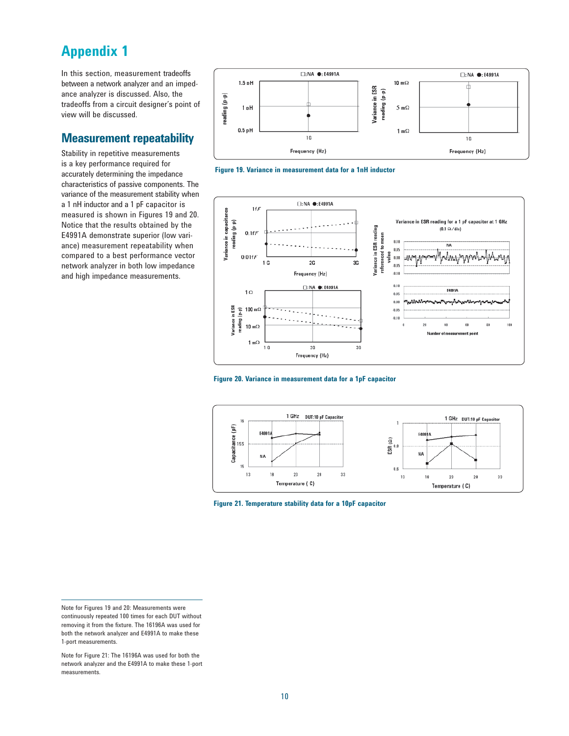# Appendix 1

In this section, measurement tradeoffs between a network analyzer and an impedance analyzer is discussed. Also, the tradeoffs from a circuit designer's point of view will be discussed.

## Measurement repeatability

Stability in repetitive measurements is a key performance required for accurately determining the impedance characteristics of passive components. The variance of the measurement stability when a 1 nH inductor and a 1 pF capacitor is measured is shown in Figures 19 and 20. Notice that the results obtained by the E4991A demonstrate superior (low variance) measurement repeatability when compared to a best performance vector network analyzer in both low impedance and high impedance measurements.

Figure 19. Variance in measurement data for a 1nH inductor

Figure 20. Variance in measurement data for a 1pF capacitor

Figure 21. Temperature stability data for a 10pF capacitor

Note for Figures 19 and 20: Measurements were continuously repeated 100 times for each DUT without removing it from the fixture. The 16196A was used for both the network analyzer and E4991A to make these 1-port measurements.

Note for Figure 21: The 16196A was used for both the network analyzer and the E4991A to make these 1-port measurements.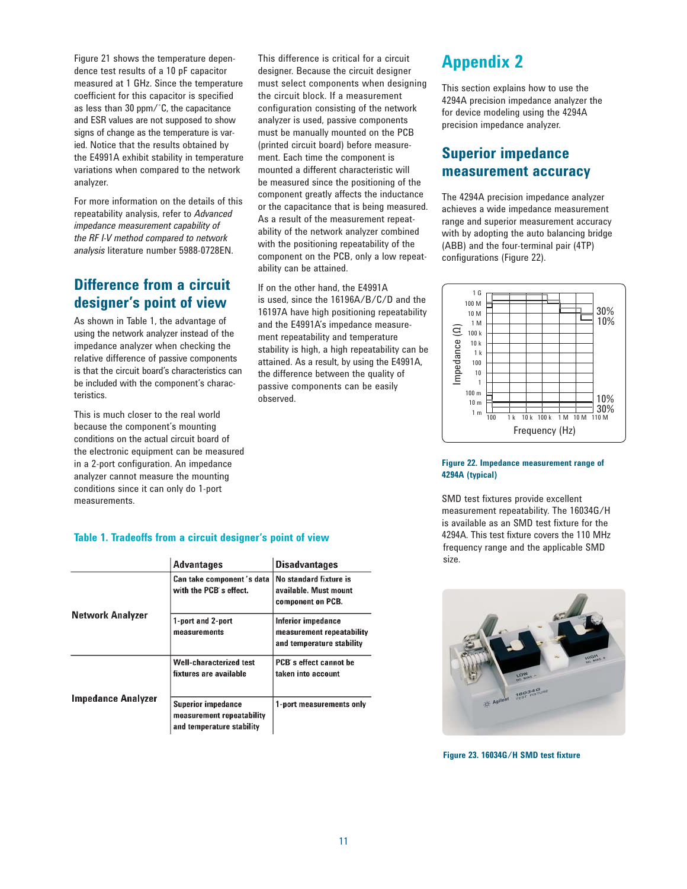Figure 21 shows the temperature dependence test results of a 10 pF capacitor measured at 1 GHz. Since the temperature coefficient for this capacitor is specified as less than 30 ppm/˚C, the capacitance and ESR values are not supposed to show signs of change as the temperature is varied. Notice that the results obtained by the E4991A exhibit stability in temperature variations when compared to the network analyzer.

For more information on the details of this repeatability analysis, refer to *Advanced impedance measurement capability of the RF I-V method compared to network analysis* literature number 5988-0728EN.

## Difference from a circuit designer's point of view

As shown in Table 1, the advantage of using the network analyzer instead of the impedance analyzer when checking the relative difference of passive components is that the circuit board's characteristics can be included with the component's characteristics.

This is much closer to the real world because the component's mounting conditions on the actual circuit board of the electronic equipment can be measured in a 2-port configuration. An impedance analyzer cannot measure the mounting conditions since it can only do 1-port measurements.

This difference is critical for a circuit designer. Because the circuit designer must select components when designing the circuit block. If a measurement configuration consisting of the network analyzer is used, passive components must be manually mounted on the PCB (printed circuit board) before measurement. Each time the component is mounted a different characteristic will be measured since the positioning of the component greatly affects the inductance or the capacitance that is being measured. As a result of the measurement repeatability of the network analyzer combined with the positioning repeatability of the component on the PCB, only a low repeatability can be attained.

If on the other hand, the E4991A is used, since the 16196A/B/C/D and the 16197A have high positioning repeatability and the E4991A's impedance measurement repeatability and temperature stability is high, a high repeatability can be attained. As a result, by using the E4991A, the difference between the quality of passive components can be easily observed.

**Table 1. Tradeoffs from a circuit designer's point of view**

| | Advantages | Disadvantages |
|---|---|---|
| **Network Analyzer** | Can take component's data with the PCB's effect. | No standard fixture is available. Must mount component on PCB. |
| | 1-port and 2-port measurements | Inferior impedance measurement repeatability and temperature stability |
| **Impedance Analyzer** | Well-characterized test fixtures are available | PCB's effect cannot be taken into account |
| | Superior impedance measurement repeatability and temperature stability | 1-port measurements only |

# Appendix 2

This section explains how to use the 4294A precision impedance analyzer the for device modeling using the 4294A precision impedance analyzer.

## Superior impedance measurement accuracy

The 4294A precision impedance analyzer achieves a wide impedance measurement range and superior measurement accuracy with by adopting the auto balancing bridge (ABB) and the four-terminal pair (4TP) configurations (Figure 22).

**Figure 22. Impedance measurement range of 4294A (typical)**

SMD test fixtures provide excellent measurement repeatability. The 16034G/H is available as an SMD test fixture for the 4294A. This test fixture covers the 110 MHz frequency range and the applicable SMD size.

**Figure 23. 16034G/H SMD test fixture**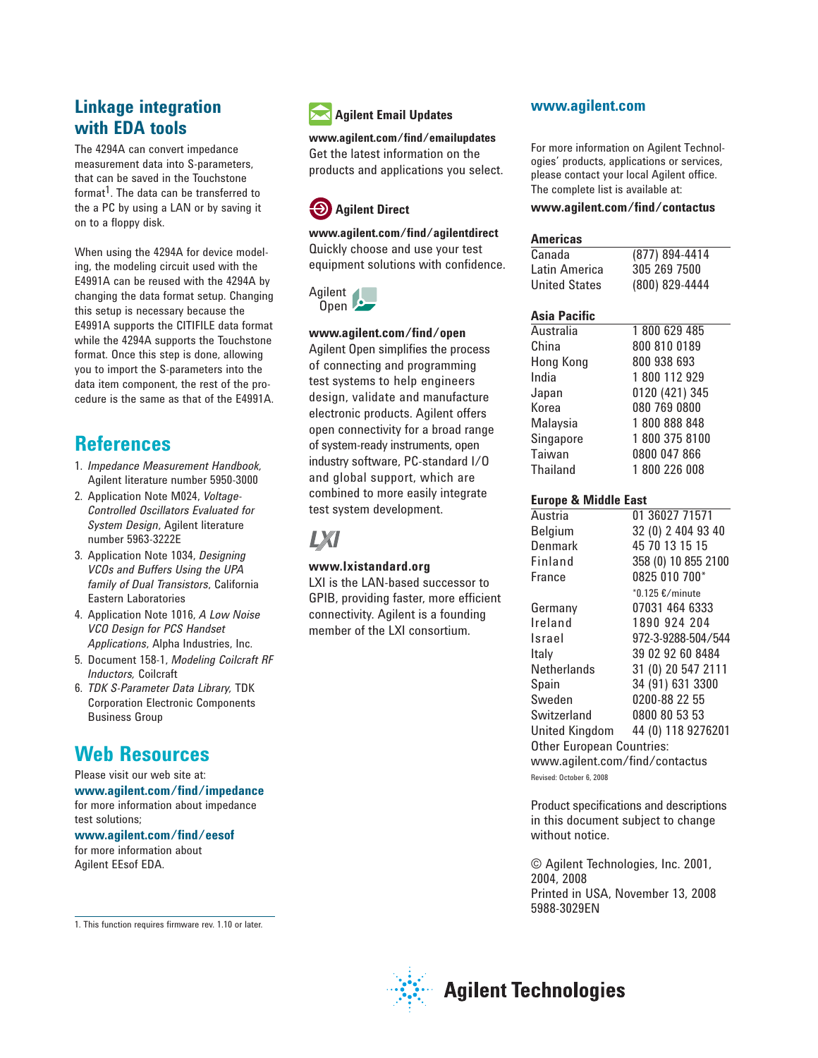## Linkage integration with EDA tools

The 4294A can convert impedance measurement data into S-parameters, that can be saved in the Touchstone format[1]. The data can be transferred to the a PC by using a LAN or by saving it on to a floppy disk.

When using the 4294A for device modeling, the modeling circuit used with the E4991A can be reused with the 4294A by changing the data format setup. Changing this setup is necessary because the E4991A supports the CITIFILE data format while the 4294A supports the Touchstone format. Once this step is done, allowing you to import the S-parameters into the data item component, the rest of the procedure is the same as that of the E4991A.

## References

1. *Impedance Measurement Handbook,* Agilent literature number 5950-3000
2. Application Note M024, *Voltage-Controlled Oscillators Evaluated for System Design*, Agilent literature number 5963-3222E
3. Application Note 1034, *Designing VCOs and Buffers Using the UPA family of Dual Transistors*, California Eastern Laboratories
4. Application Note 1016, *A Low Noise VCO Design for PCS Handset Applications*, Alpha Industries, Inc.
5. Document 158-1, *Modeling Coilcraft RF Inductors,* Coilcraft
6. *TDK S-Parameter Data Library,* TDK Corporation Electronic Components Business Group

## Web Resources

Please visit our web site at:

**www.agilent.com/find/impedance**
for more information about impedance test solutions;

**www.agilent.com/find/eesof**
for more information about Agilent EEsof EDA.

1. This function requires firmware rev. 1.10 or later.

### Agilent Email Updates

**www.agilent.com/find/emailupdates**
Get the latest information on the products and applications you select.

### Agilent Direct

**www.agilent.com/find/agilentdirect**
Quickly choose and use your test equipment solutions with confidence.

Agilent Open

**www.agilent.com/find/open**
Agilent Open simplifies the process of connecting and programming test systems to help engineers design, validate and manufacture electronic products. Agilent offers open connectivity for a broad range of system-ready instruments, open industry software, PC-standard I/O and global support, which are combined to more easily integrate test system development.

LXI

**www.lxistandard.org**
LXI is the LAN-based successor to GPIB, providing faster, more efficient connectivity. Agilent is a founding member of the LXI consortium.

### www.agilent.com

For more information on Agilent Technologies' products, applications or services, please contact your local Agilent office. The complete list is available at:

**www.agilent.com/find/contactus**

| **Americas** | |
|---|---|
| Canada | (877) 894-4414 |
| Latin America | 305 269 7500 |
| United States | (800) 829-4444 |

| **Asia Pacific** | |
|---|---|
| Australia | 1 800 629 485 |
| China | 800 810 0189 |
| Hong Kong | 800 938 693 |
| India | 1 800 112 929 |
| Japan | 0120 (421) 345 |
| Korea | 080 769 0800 |
| Malaysia | 1 800 888 848 |
| Singapore | 1 800 375 8100 |
| Taiwan | 0800 047 866 |
| Thailand | 1 800 226 008 |

| **Europe & Middle East** | |
|---|---|
| Austria | 01 36027 71571 |
| Belgium | 32 (0) 2 404 93 40 |
| Denmark | 45 70 13 15 15 |
| Finland | 358 (0) 10 855 2100 |
| France | 0825 010 700* |
| | *0.125 €/minute |
| Germany | 07031 464 6333 |
| Ireland | 1890 924 204 |
| Israel | 972-3-9288-504/544 |
| Italy | 39 02 92 60 8484 |
| Netherlands | 31 (0) 20 547 2111 |
| Spain | 34 (91) 631 3300 |
| Sweden | 0200-88 22 55 |
| Switzerland | 0800 80 53 53 |
| United Kingdom | 44 (0) 118 9276201 |

Other European Countries:
www.agilent.com/find/contactus

Revised: October 6, 2008

Product specifications and descriptions in this document subject to change without notice.

© Agilent Technologies, Inc. 2001, 2004, 2008
Printed in USA, November 13, 2008
5988-3029EN

Agilent Technologies